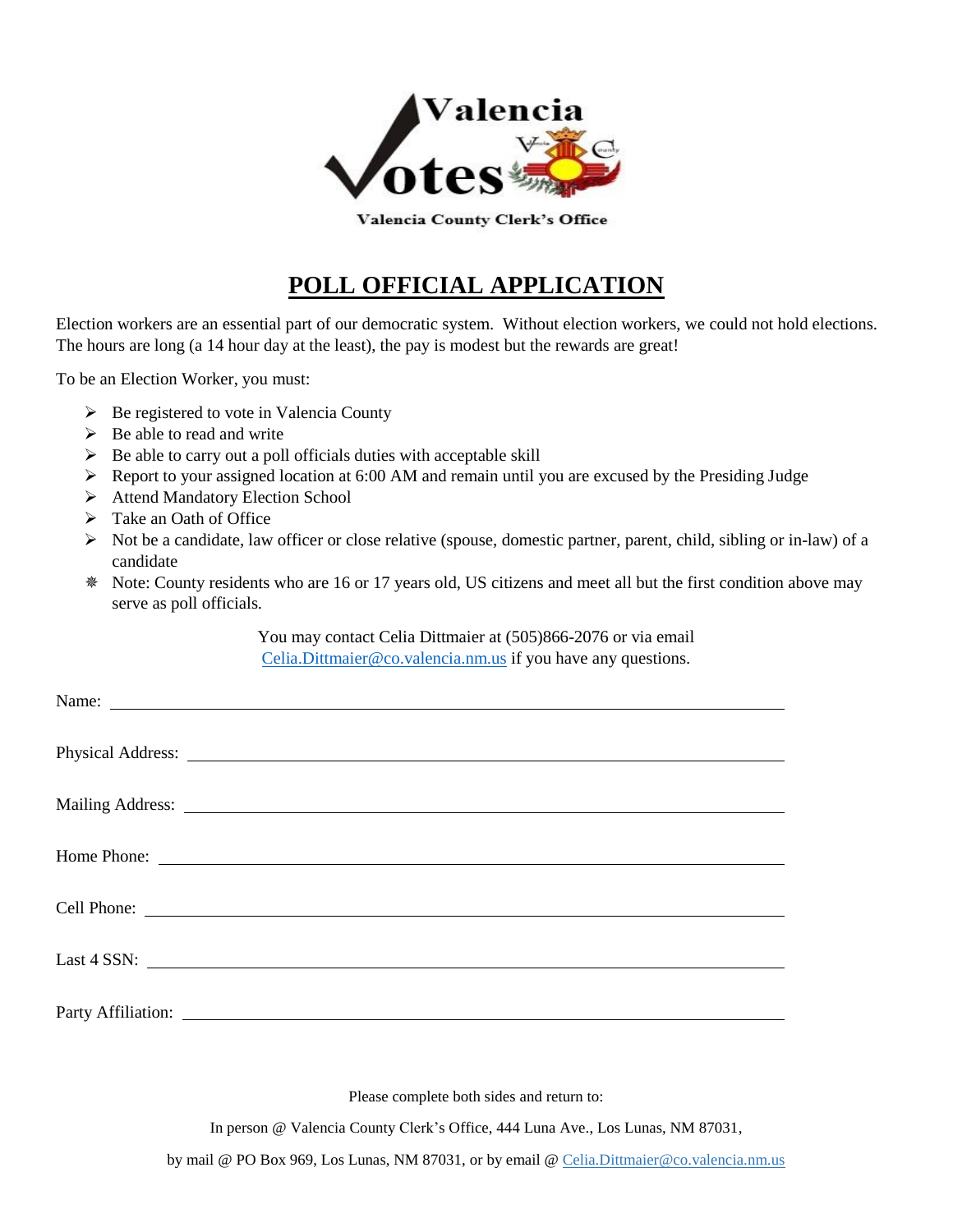Valencia Votes

Valencia County Clerk's Office

# POLL OFFICIAL APPLICATION

Election workers are an essential part of our democratic system. Without election workers, we could not hold elections. The hours are long (a 14 hour day at the least), the pay is modest but the rewards are great!

To be an Election Worker, you must:

- Be registered to vote in Valencia County
- Be able to read and write
- Be able to carry out a poll officials duties with acceptable skill
- Report to your assigned location at 6:00 AM and remain until you are excused by the Presiding Judge
- Attend Mandatory Election School
- Take an Oath of Office
- Not be a candidate, law officer or close relative (spouse, domestic partner, parent, child, sibling or in-law) of a candidate
- ❋ Note: County residents who are 16 or 17 years old, US citizens and meet all but the first condition above may serve as poll officials.

You may contact Celia Dittmaier at (505)866-2076 or via email Celia.Dittmaier@co.valencia.nm.us if you have any questions.

Name: ______________________________

Physical Address: ______________________________

Mailing Address: ______________________________

Home Phone: ______________________________

Cell Phone: ______________________________

Last 4 SSN: ______________________________

Party Affiliation: ______________________________

Please complete both sides and return to:

In person @ Valencia County Clerk's Office, 444 Luna Ave., Los Lunas, NM 87031,

by mail @ PO Box 969, Los Lunas, NM 87031, or by email @ Celia.Dittmaier@co.valencia.nm.us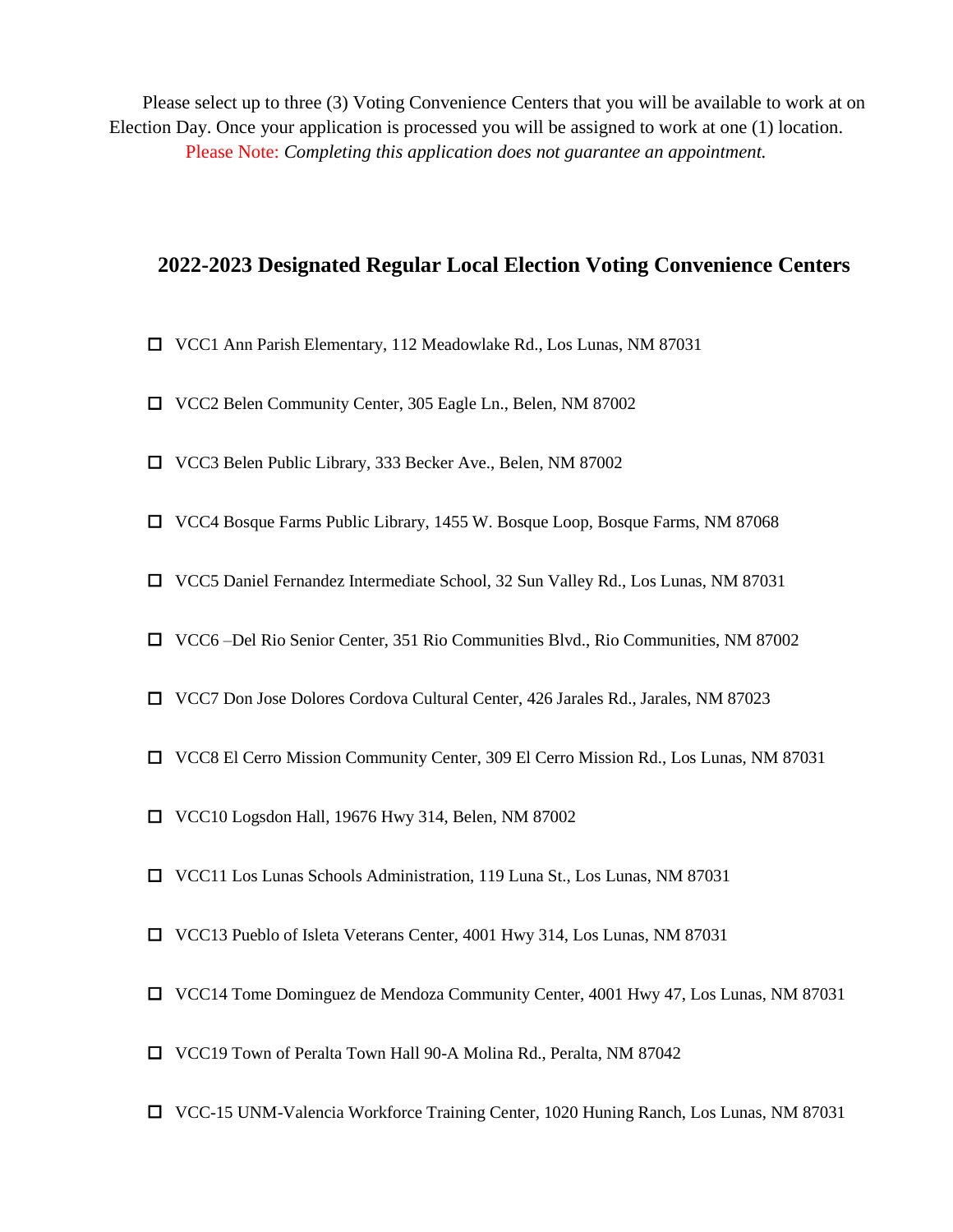Please select up to three (3) Voting Convenience Centers that you will be available to work at on Election Day. Once your application is processed you will be assigned to work at one (1) location.

Please Note: *Completing this application does not guarantee an appointment.*

## 2022-2023 Designated Regular Local Election Voting Convenience Centers

- ☐ VCC1 Ann Parish Elementary, 112 Meadowlake Rd., Los Lunas, NM 87031
- ☐ VCC2 Belen Community Center, 305 Eagle Ln., Belen, NM 87002
- ☐ VCC3 Belen Public Library, 333 Becker Ave., Belen, NM 87002
- ☐ VCC4 Bosque Farms Public Library, 1455 W. Bosque Loop, Bosque Farms, NM 87068
- ☐ VCC5 Daniel Fernandez Intermediate School, 32 Sun Valley Rd., Los Lunas, NM 87031
- ☐ VCC6 –Del Rio Senior Center, 351 Rio Communities Blvd., Rio Communities, NM 87002
- ☐ VCC7 Don Jose Dolores Cordova Cultural Center, 426 Jarales Rd., Jarales, NM 87023
- ☐ VCC8 El Cerro Mission Community Center, 309 El Cerro Mission Rd., Los Lunas, NM 87031
- ☐ VCC10 Logsdon Hall, 19676 Hwy 314, Belen, NM 87002
- ☐ VCC11 Los Lunas Schools Administration, 119 Luna St., Los Lunas, NM 87031
- ☐ VCC13 Pueblo of Isleta Veterans Center, 4001 Hwy 314, Los Lunas, NM 87031
- ☐ VCC14 Tome Dominguez de Mendoza Community Center, 4001 Hwy 47, Los Lunas, NM 87031
- ☐ VCC19 Town of Peralta Town Hall 90-A Molina Rd., Peralta, NM 87042
- ☐ VCC-15 UNM-Valencia Workforce Training Center, 1020 Huning Ranch, Los Lunas, NM 87031